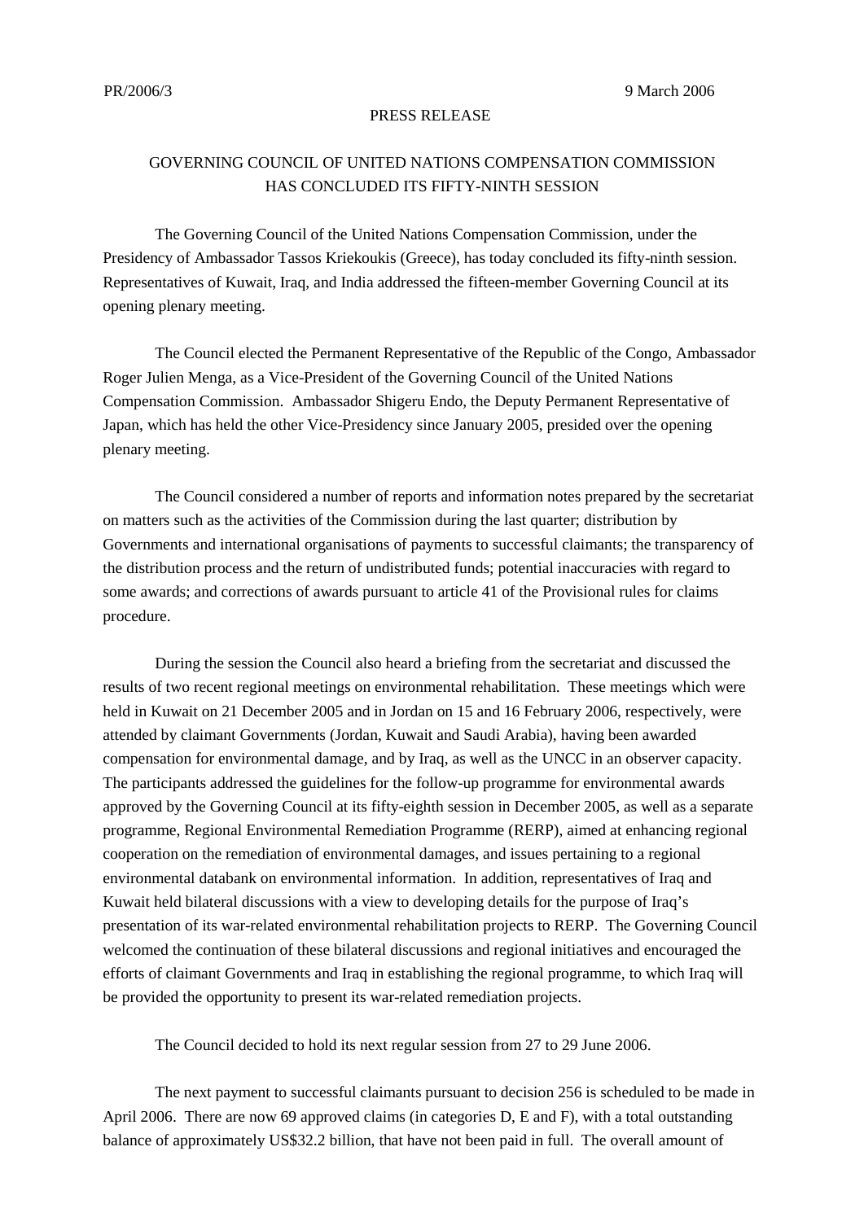PR/2006/3 9 March 2006

PRESS RELEASE

# GOVERNING COUNCIL OF UNITED NATIONS COMPENSATION COMMISSION HAS CONCLUDED ITS FIFTY-NINTH SESSION

The Governing Council of the United Nations Compensation Commission, under the Presidency of Ambassador Tassos Kriekoukis (Greece), has today concluded its fifty-ninth session. Representatives of Kuwait, Iraq, and India addressed the fifteen-member Governing Council at its opening plenary meeting.

The Council elected the Permanent Representative of the Republic of the Congo, Ambassador Roger Julien Menga, as a Vice-President of the Governing Council of the United Nations Compensation Commission. Ambassador Shigeru Endo, the Deputy Permanent Representative of Japan, which has held the other Vice-Presidency since January 2005, presided over the opening plenary meeting.

The Council considered a number of reports and information notes prepared by the secretariat on matters such as the activities of the Commission during the last quarter; distribution by Governments and international organisations of payments to successful claimants; the transparency of the distribution process and the return of undistributed funds; potential inaccuracies with regard to some awards; and corrections of awards pursuant to article 41 of the Provisional rules for claims procedure.

During the session the Council also heard a briefing from the secretariat and discussed the results of two recent regional meetings on environmental rehabilitation. These meetings which were held in Kuwait on 21 December 2005 and in Jordan on 15 and 16 February 2006, respectively, were attended by claimant Governments (Jordan, Kuwait and Saudi Arabia), having been awarded compensation for environmental damage, and by Iraq, as well as the UNCC in an observer capacity. The participants addressed the guidelines for the follow-up programme for environmental awards approved by the Governing Council at its fifty-eighth session in December 2005, as well as a separate programme, Regional Environmental Remediation Programme (RERP), aimed at enhancing regional cooperation on the remediation of environmental damages, and issues pertaining to a regional environmental databank on environmental information. In addition, representatives of Iraq and Kuwait held bilateral discussions with a view to developing details for the purpose of Iraq's presentation of its war-related environmental rehabilitation projects to RERP. The Governing Council welcomed the continuation of these bilateral discussions and regional initiatives and encouraged the efforts of claimant Governments and Iraq in establishing the regional programme, to which Iraq will be provided the opportunity to present its war-related remediation projects.

The Council decided to hold its next regular session from 27 to 29 June 2006.

The next payment to successful claimants pursuant to decision 256 is scheduled to be made in April 2006. There are now 69 approved claims (in categories D, E and F), with a total outstanding balance of approximately US$32.2 billion, that have not been paid in full. The overall amount of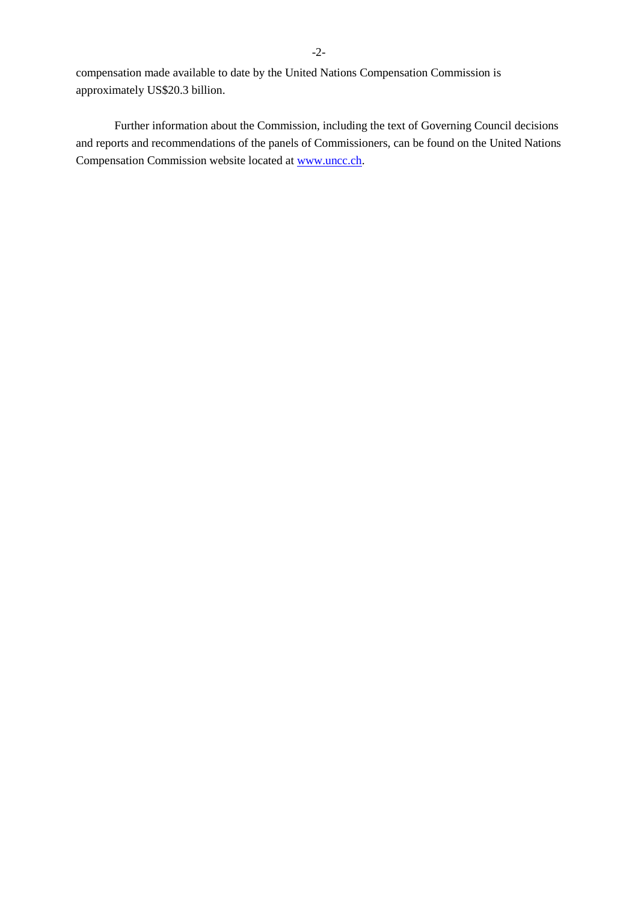compensation made available to date by the United Nations Compensation Commission is approximately US$20.3 billion.

Further information about the Commission, including the text of Governing Council decisions and reports and recommendations of the panels of Commissioners, can be found on the United Nations Compensation Commission website located at www.uncc.ch.